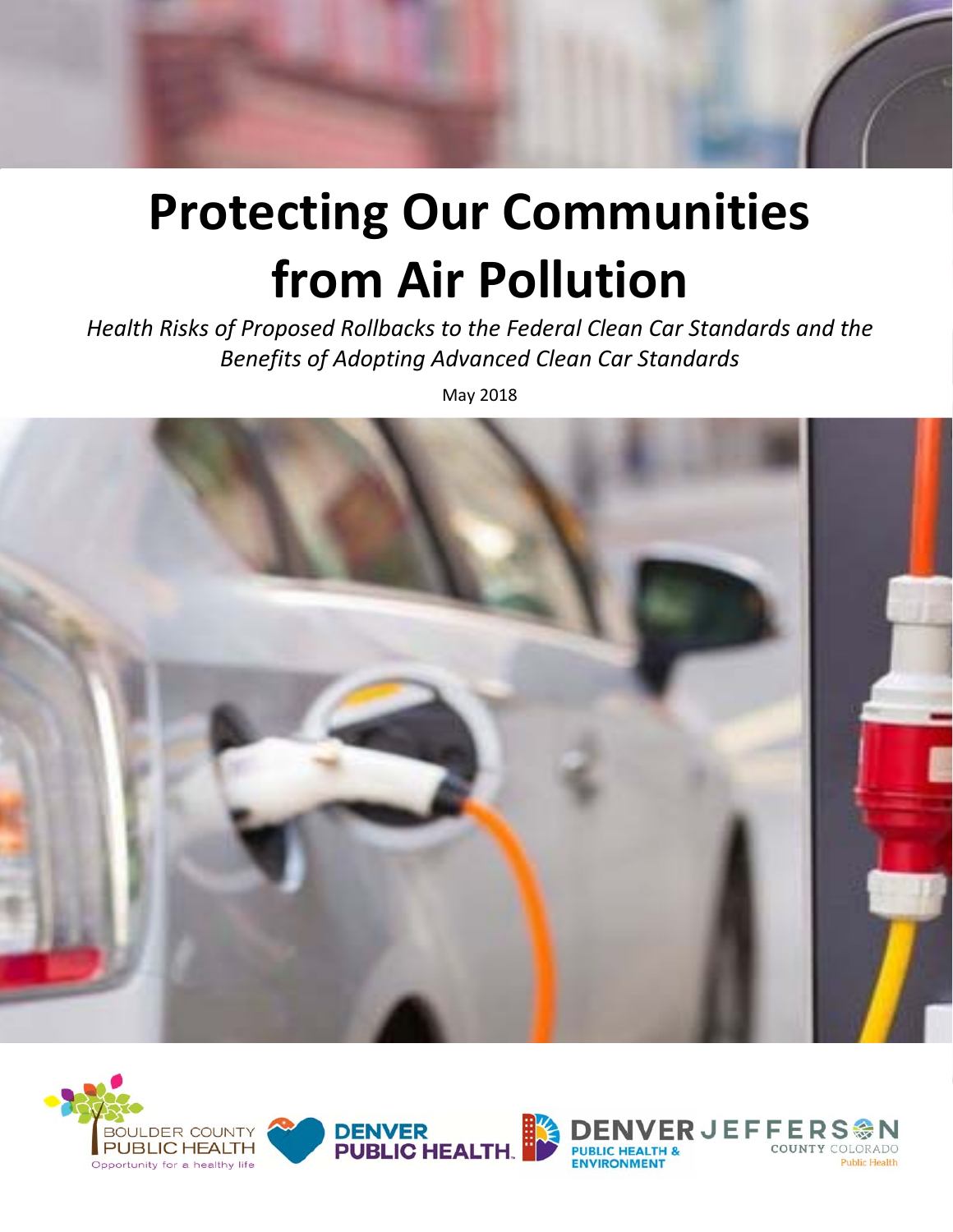# Protecting Our Communities from Air Pollution

*Health Risks of Proposed Rollbacks to the Federal Clean Car Standards and the Benefits of Adopting Advanced Clean Car Standards*

May 2018

BOULDER COUNTY PUBLIC HEALTH — Opportunity for a healthy life

DENVER PUBLIC HEALTH

DENVER PUBLIC HEALTH & ENVIRONMENT

JEFFERSON COUNTY COLORADO Public Health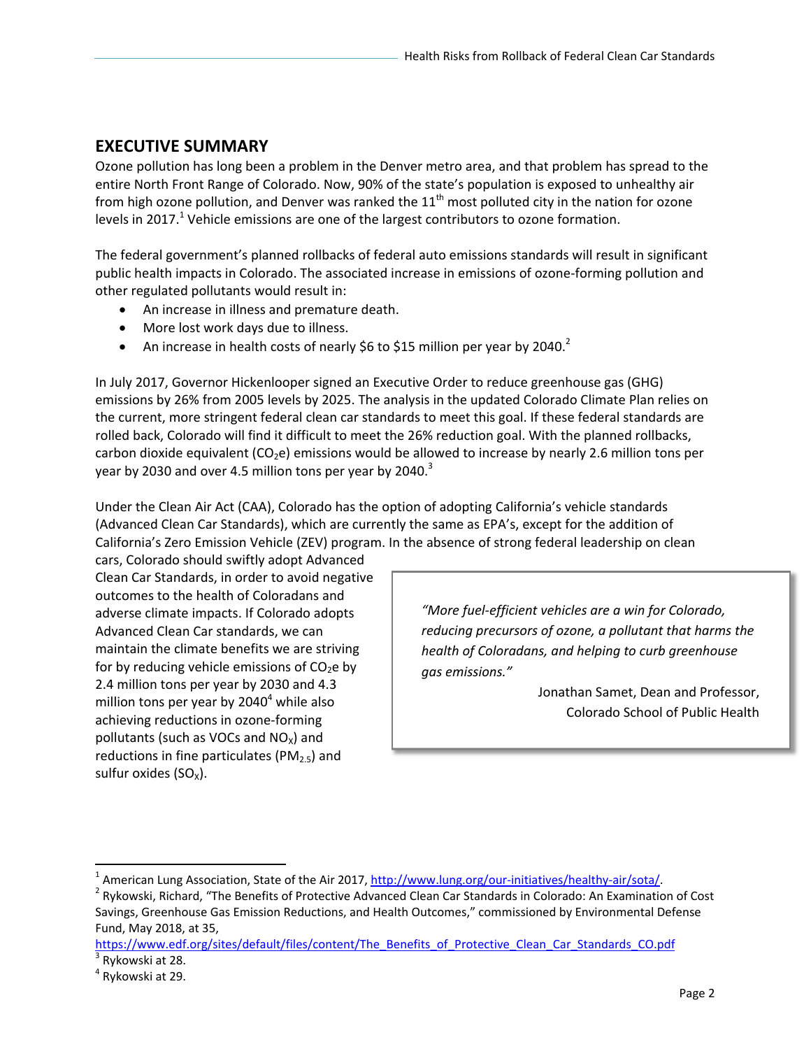## EXECUTIVE SUMMARY

Ozone pollution has long been a problem in the Denver metro area, and that problem has spread to the entire North Front Range of Colorado. Now, 90% of the state's population is exposed to unhealthy air from high ozone pollution, and Denver was ranked the 11th most polluted city in the nation for ozone levels in 2017.[1] Vehicle emissions are one of the largest contributors to ozone formation.

The federal government's planned rollbacks of federal auto emissions standards will result in significant public health impacts in Colorado. The associated increase in emissions of ozone-forming pollution and other regulated pollutants would result in:

- An increase in illness and premature death.
- More lost work days due to illness.
- An increase in health costs of nearly \$6 to \$15 million per year by 2040.[2]

In July 2017, Governor Hickenlooper signed an Executive Order to reduce greenhouse gas (GHG) emissions by 26% from 2005 levels by 2025. The analysis in the updated Colorado Climate Plan relies on the current, more stringent federal clean car standards to meet this goal. If these federal standards are rolled back, Colorado will find it difficult to meet the 26% reduction goal. With the planned rollbacks, carbon dioxide equivalent ($CO_2e$) emissions would be allowed to increase by nearly 2.6 million tons per year by 2030 and over 4.5 million tons per year by 2040.[3]

Under the Clean Air Act (CAA), Colorado has the option of adopting California's vehicle standards (Advanced Clean Car Standards), which are currently the same as EPA's, except for the addition of California's Zero Emission Vehicle (ZEV) program. In the absence of strong federal leadership on clean cars, Colorado should swiftly adopt Advanced Clean Car Standards, in order to avoid negative outcomes to the health of Coloradans and adverse climate impacts. If Colorado adopts Advanced Clean Car standards, we can maintain the climate benefits we are striving for by reducing vehicle emissions of $CO_2e$ by 2.4 million tons per year by 2030 and 4.3 million tons per year by 2040[4] while also achieving reductions in ozone-forming pollutants (such as VOCs and $NO_X$) and reductions in fine particulates ($PM_{2.5}$) and sulfur oxides ($SO_X$).

> *"More fuel-efficient vehicles are a win for Colorado, reducing precursors of ozone, a pollutant that harms the health of Coloradans, and helping to curb greenhouse gas emissions."*
>
> Jonathan Samet, Dean and Professor, Colorado School of Public Health

---

[1] American Lung Association, State of the Air 2017, http://www.lung.org/our-initiatives/healthy-air/sota/.

[2] Rykowski, Richard, "The Benefits of Protective Advanced Clean Car Standards in Colorado: An Examination of Cost Savings, Greenhouse Gas Emission Reductions, and Health Outcomes," commissioned by Environmental Defense Fund, May 2018, at 35, https://www.edf.org/sites/default/files/content/The_Benefits_of_Protective_Clean_Car_Standards_CO.pdf

[3] Rykowski at 28.

[4] Rykowski at 29.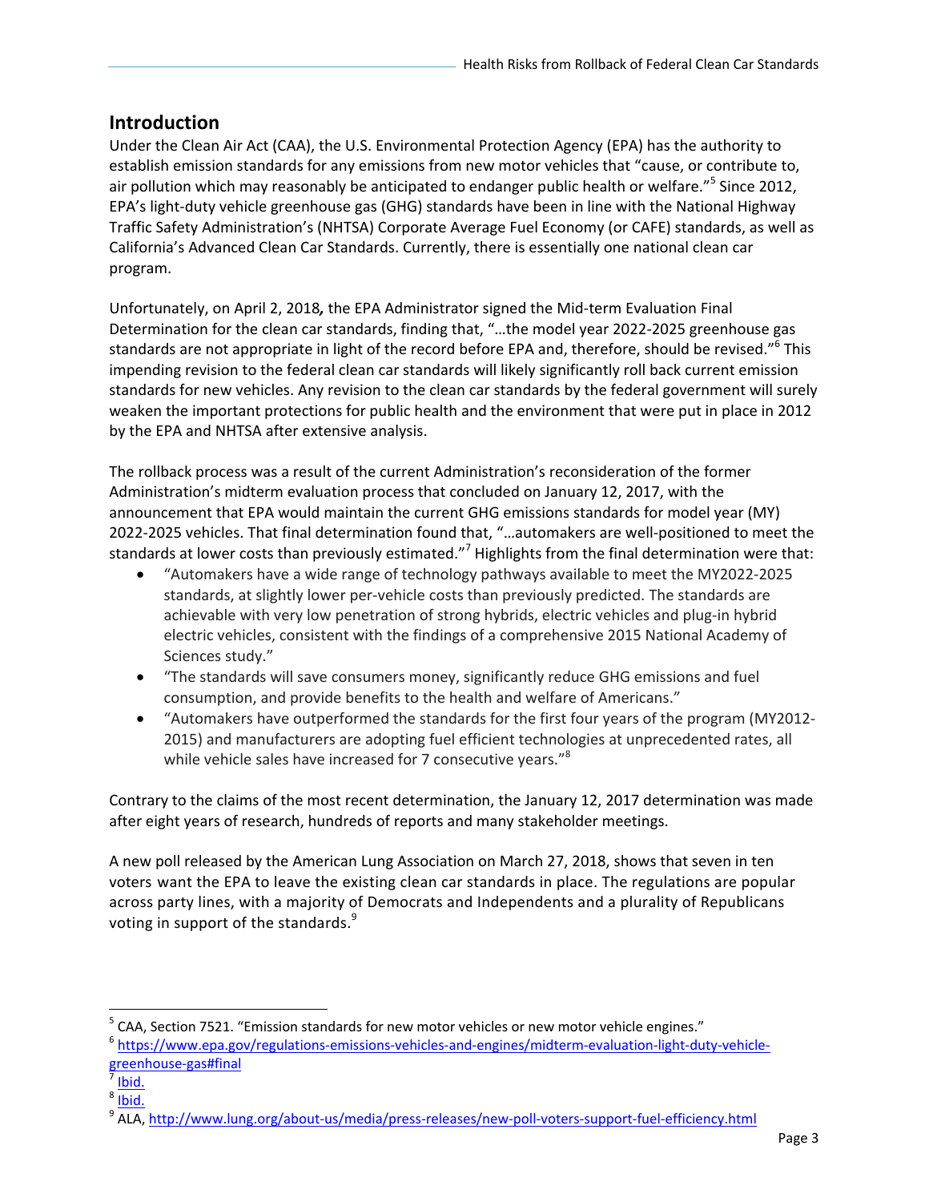## Introduction

Under the Clean Air Act (CAA), the U.S. Environmental Protection Agency (EPA) has the authority to establish emission standards for any emissions from new motor vehicles that "cause, or contribute to, air pollution which may reasonably be anticipated to endanger public health or welfare."[5] Since 2012, EPA's light-duty vehicle greenhouse gas (GHG) standards have been in line with the National Highway Traffic Safety Administration's (NHTSA) Corporate Average Fuel Economy (or CAFE) standards, as well as California's Advanced Clean Car Standards. Currently, there is essentially one national clean car program.

Unfortunately, on April 2, 2018*,* the EPA Administrator signed the Mid-term Evaluation Final Determination for the clean car standards, finding that, "…the model year 2022-2025 greenhouse gas standards are not appropriate in light of the record before EPA and, therefore, should be revised."[6] This impending revision to the federal clean car standards will likely significantly roll back current emission standards for new vehicles. Any revision to the clean car standards by the federal government will surely weaken the important protections for public health and the environment that were put in place in 2012 by the EPA and NHTSA after extensive analysis.

The rollback process was a result of the current Administration's reconsideration of the former Administration's midterm evaluation process that concluded on January 12, 2017, with the announcement that EPA would maintain the current GHG emissions standards for model year (MY) 2022-2025 vehicles. That final determination found that, "…automakers are well-positioned to meet the standards at lower costs than previously estimated."[7] Highlights from the final determination were that:

- "Automakers have a wide range of technology pathways available to meet the MY2022-2025 standards, at slightly lower per-vehicle costs than previously predicted. The standards are achievable with very low penetration of strong hybrids, electric vehicles and plug-in hybrid electric vehicles, consistent with the findings of a comprehensive 2015 National Academy of Sciences study."
- "The standards will save consumers money, significantly reduce GHG emissions and fuel consumption, and provide benefits to the health and welfare of Americans."
- "Automakers have outperformed the standards for the first four years of the program (MY2012-2015) and manufacturers are adopting fuel efficient technologies at unprecedented rates, all while vehicle sales have increased for 7 consecutive years."[8]

Contrary to the claims of the most recent determination, the January 12, 2017 determination was made after eight years of research, hundreds of reports and many stakeholder meetings.

A new poll released by the American Lung Association on March 27, 2018, shows that seven in ten voters want the EPA to leave the existing clean car standards in place. The regulations are popular across party lines, with a majority of Democrats and Independents and a plurality of Republicans voting in support of the standards.[9]

---

[5] CAA, Section 7521. "Emission standards for new motor vehicles or new motor vehicle engines."

[6] https://www.epa.gov/regulations-emissions-vehicles-and-engines/midterm-evaluation-light-duty-vehicle-greenhouse-gas#final

[7] Ibid.

[8] Ibid.

[9] ALA, http://www.lung.org/about-us/media/press-releases/new-poll-voters-support-fuel-efficiency.html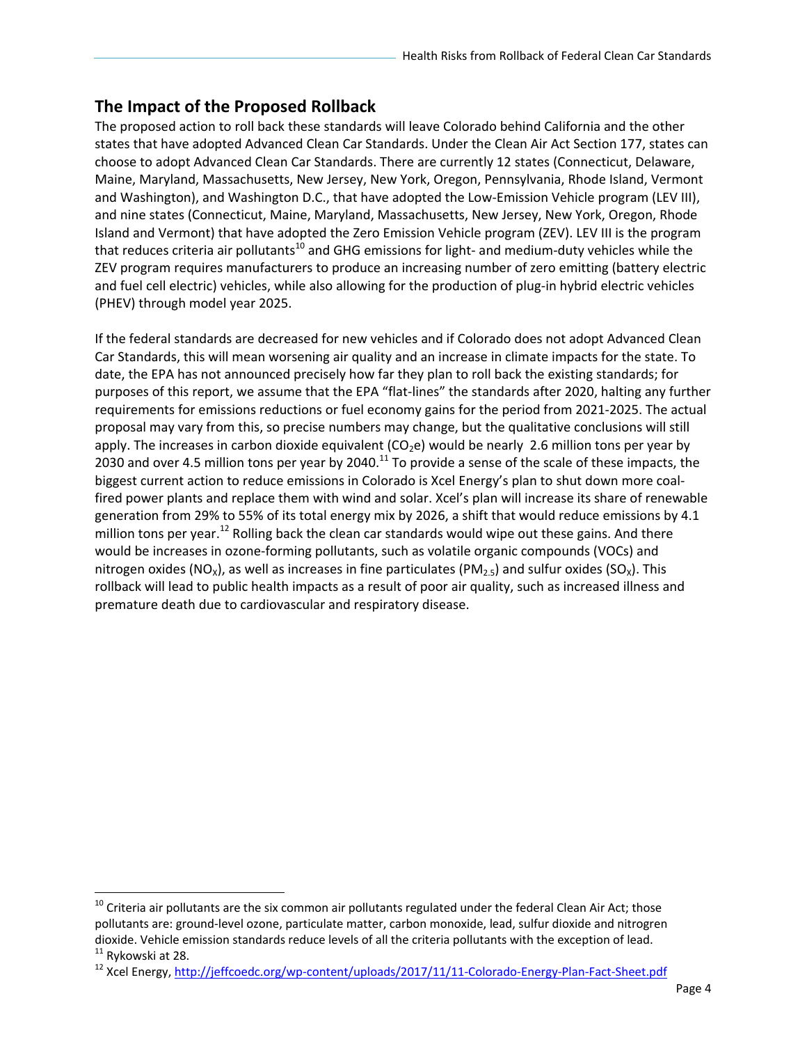## The Impact of the Proposed Rollback

The proposed action to roll back these standards will leave Colorado behind California and the other states that have adopted Advanced Clean Car Standards. Under the Clean Air Act Section 177, states can choose to adopt Advanced Clean Car Standards. There are currently 12 states (Connecticut, Delaware, Maine, Maryland, Massachusetts, New Jersey, New York, Oregon, Pennsylvania, Rhode Island, Vermont and Washington), and Washington D.C., that have adopted the Low-Emission Vehicle program (LEV III), and nine states (Connecticut, Maine, Maryland, Massachusetts, New Jersey, New York, Oregon, Rhode Island and Vermont) that have adopted the Zero Emission Vehicle program (ZEV). LEV III is the program that reduces criteria air pollutants[10] and GHG emissions for light- and medium-duty vehicles while the ZEV program requires manufacturers to produce an increasing number of zero emitting (battery electric and fuel cell electric) vehicles, while also allowing for the production of plug-in hybrid electric vehicles (PHEV) through model year 2025.

If the federal standards are decreased for new vehicles and if Colorado does not adopt Advanced Clean Car Standards, this will mean worsening air quality and an increase in climate impacts for the state. To date, the EPA has not announced precisely how far they plan to roll back the existing standards; for purposes of this report, we assume that the EPA "flat-lines" the standards after 2020, halting any further requirements for emissions reductions or fuel economy gains for the period from 2021-2025. The actual proposal may vary from this, so precise numbers may change, but the qualitative conclusions will still apply. The increases in carbon dioxide equivalent ($CO_2e$) would be nearly 2.6 million tons per year by 2030 and over 4.5 million tons per year by 2040.[11] To provide a sense of the scale of these impacts, the biggest current action to reduce emissions in Colorado is Xcel Energy's plan to shut down more coal-fired power plants and replace them with wind and solar. Xcel's plan will increase its share of renewable generation from 29% to 55% of its total energy mix by 2026, a shift that would reduce emissions by 4.1 million tons per year.[12] Rolling back the clean car standards would wipe out these gains. And there would be increases in ozone-forming pollutants, such as volatile organic compounds (VOCs) and nitrogen oxides ($NO_X$), as well as increases in fine particulates ($PM_{2.5}$) and sulfur oxides ($SO_X$). This rollback will lead to public health impacts as a result of poor air quality, such as increased illness and premature death due to cardiovascular and respiratory disease.

---

[10] Criteria air pollutants are the six common air pollutants regulated under the federal Clean Air Act; those pollutants are: ground-level ozone, particulate matter, carbon monoxide, lead, sulfur dioxide and nitrogren dioxide. Vehicle emission standards reduce levels of all the criteria pollutants with the exception of lead.

[11] Rykowski at 28.

[12] Xcel Energy, http://jeffcoedc.org/wp-content/uploads/2017/11/11-Colorado-Energy-Plan-Fact-Sheet.pdf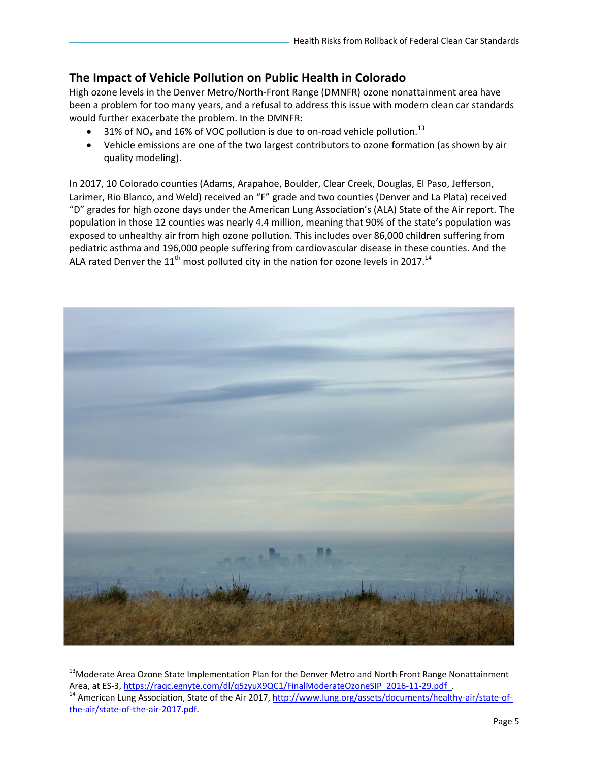## The Impact of Vehicle Pollution on Public Health in Colorado

High ozone levels in the Denver Metro/North-Front Range (DMNFR) ozone nonattainment area have been a problem for too many years, and a refusal to address this issue with modern clean car standards would further exacerbate the problem. In the DMNFR:

- 31% of $NO_X$ and 16% of VOC pollution is due to on-road vehicle pollution.[13]
- Vehicle emissions are one of the two largest contributors to ozone formation (as shown by air quality modeling).

In 2017, 10 Colorado counties (Adams, Arapahoe, Boulder, Clear Creek, Douglas, El Paso, Jefferson, Larimer, Rio Blanco, and Weld) received an "F" grade and two counties (Denver and La Plata) received "D" grades for high ozone days under the American Lung Association's (ALA) State of the Air report. The population in those 12 counties was nearly 4.4 million, meaning that 90% of the state's population was exposed to unhealthy air from high ozone pollution. This includes over 86,000 children suffering from pediatric asthma and 196,000 people suffering from cardiovascular disease in these counties. And the ALA rated Denver the 11th most polluted city in the nation for ozone levels in 2017.[14]

[13] Moderate Area Ozone State Implementation Plan for the Denver Metro and North Front Range Nonattainment Area, at ES-3, https://raqc.egnyte.com/dl/q5zyuX9QC1/FinalModerateOzoneSIP_2016-11-29.pdf_.

[14] American Lung Association, State of the Air 2017, http://www.lung.org/assets/documents/healthy-air/state-of-the-air/state-of-the-air-2017.pdf.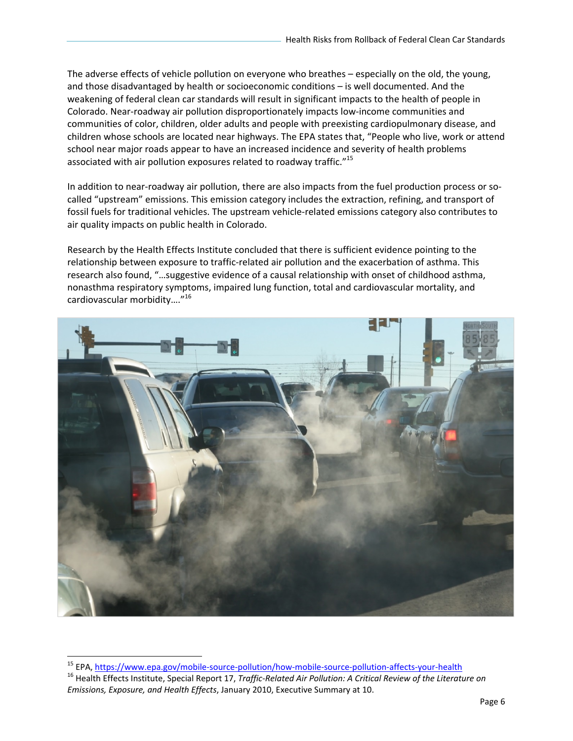The adverse effects of vehicle pollution on everyone who breathes – especially on the old, the young, and those disadvantaged by health or socioeconomic conditions – is well documented. And the weakening of federal clean car standards will result in significant impacts to the health of people in Colorado. Near-roadway air pollution disproportionately impacts low-income communities and communities of color, children, older adults and people with preexisting cardiopulmonary disease, and children whose schools are located near highways. The EPA states that, "People who live, work or attend school near major roads appear to have an increased incidence and severity of health problems associated with air pollution exposures related to roadway traffic."[15]

In addition to near-roadway air pollution, there are also impacts from the fuel production process or so-called "upstream" emissions. This emission category includes the extraction, refining, and transport of fossil fuels for traditional vehicles. The upstream vehicle-related emissions category also contributes to air quality impacts on public health in Colorado.

Research by the Health Effects Institute concluded that there is sufficient evidence pointing to the relationship between exposure to traffic-related air pollution and the exacerbation of asthma. This research also found, "…suggestive evidence of a causal relationship with onset of childhood asthma, nonasthma respiratory symptoms, impaired lung function, total and cardiovascular mortality, and cardiovascular morbidity…."[16]

---

[15] EPA, https://www.epa.gov/mobile-source-pollution/how-mobile-source-pollution-affects-your-health

[16] Health Effects Institute, Special Report 17, *Traffic-Related Air Pollution: A Critical Review of the Literature on Emissions, Exposure, and Health Effects*, January 2010, Executive Summary at 10.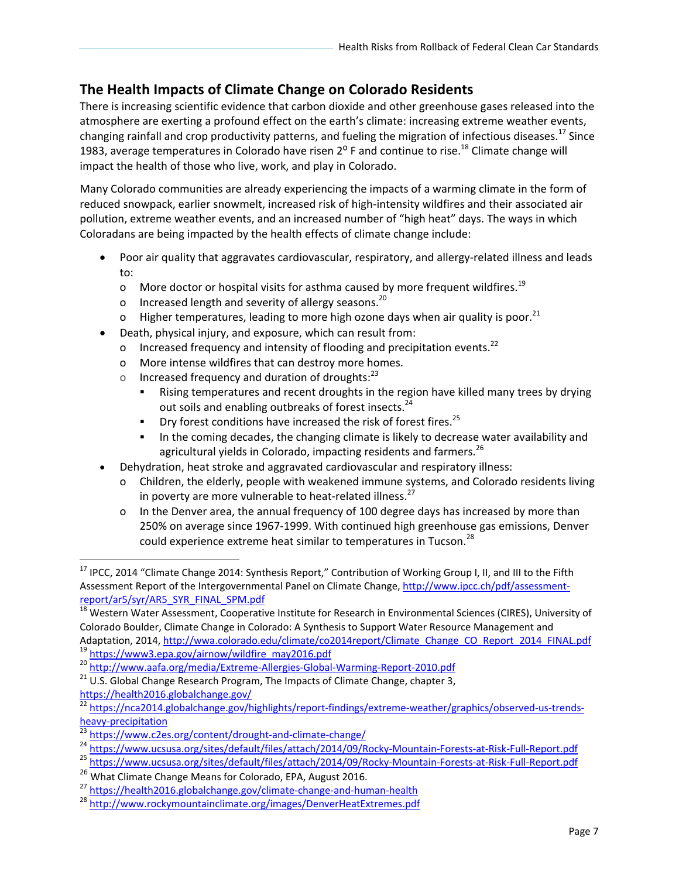## The Health Impacts of Climate Change on Colorado Residents

There is increasing scientific evidence that carbon dioxide and other greenhouse gases released into the atmosphere are exerting a profound effect on the earth's climate: increasing extreme weather events, changing rainfall and crop productivity patterns, and fueling the migration of infectious diseases.[17] Since 1983, average temperatures in Colorado have risen 2⁰ F and continue to rise.[18] Climate change will impact the health of those who live, work, and play in Colorado.

Many Colorado communities are already experiencing the impacts of a warming climate in the form of reduced snowpack, earlier snowmelt, increased risk of high-intensity wildfires and their associated air pollution, extreme weather events, and an increased number of "high heat" days. The ways in which Coloradans are being impacted by the health effects of climate change include:

- Poor air quality that aggravates cardiovascular, respiratory, and allergy-related illness and leads to:
  - More doctor or hospital visits for asthma caused by more frequent wildfires.[19]
  - Increased length and severity of allergy seasons.[20]
  - Higher temperatures, leading to more high ozone days when air quality is poor.[21]
- Death, physical injury, and exposure, which can result from:
  - Increased frequency and intensity of flooding and precipitation events.[22]
  - More intense wildfires that can destroy more homes.
  - Increased frequency and duration of droughts:[23]
    - Rising temperatures and recent droughts in the region have killed many trees by drying out soils and enabling outbreaks of forest insects.[24]
    - Dry forest conditions have increased the risk of forest fires.[25]
    - In the coming decades, the changing climate is likely to decrease water availability and agricultural yields in Colorado, impacting residents and farmers.[26]
- Dehydration, heat stroke and aggravated cardiovascular and respiratory illness:
  - Children, the elderly, people with weakened immune systems, and Colorado residents living in poverty are more vulnerable to heat-related illness.[27]
  - In the Denver area, the annual frequency of 100 degree days has increased by more than 250% on average since 1967-1999. With continued high greenhouse gas emissions, Denver could experience extreme heat similar to temperatures in Tucson.[28]

---

[17] IPCC, 2014 "Climate Change 2014: Synthesis Report," Contribution of Working Group I, II, and III to the Fifth Assessment Report of the Intergovernmental Panel on Climate Change, http://www.ipcc.ch/pdf/assessment-report/ar5/syr/AR5_SYR_FINAL_SPM.pdf

[18] Western Water Assessment, Cooperative Institute for Research in Environmental Sciences (CIRES), University of Colorado Boulder, Climate Change in Colorado: A Synthesis to Support Water Resource Management and Adaptation, 2014, http://wwa.colorado.edu/climate/co2014report/Climate_Change_CO_Report_2014_FINAL.pdf

[19] https://www3.epa.gov/airnow/wildfire_may2016.pdf

[20] http://www.aafa.org/media/Extreme-Allergies-Global-Warming-Report-2010.pdf

[21] U.S. Global Change Research Program, The Impacts of Climate Change, chapter 3, https://health2016.globalchange.gov/

[22] https://nca2014.globalchange.gov/highlights/report-findings/extreme-weather/graphics/observed-us-trends-heavy-precipitation

[23] https://www.c2es.org/content/drought-and-climate-change/

[24] https://www.ucsusa.org/sites/default/files/attach/2014/09/Rocky-Mountain-Forests-at-Risk-Full-Report.pdf

[25] https://www.ucsusa.org/sites/default/files/attach/2014/09/Rocky-Mountain-Forests-at-Risk-Full-Report.pdf

[26] What Climate Change Means for Colorado, EPA, August 2016.

[27] https://health2016.globalchange.gov/climate-change-and-human-health

[28] http://www.rockymountainclimate.org/images/DenverHeatExtremes.pdf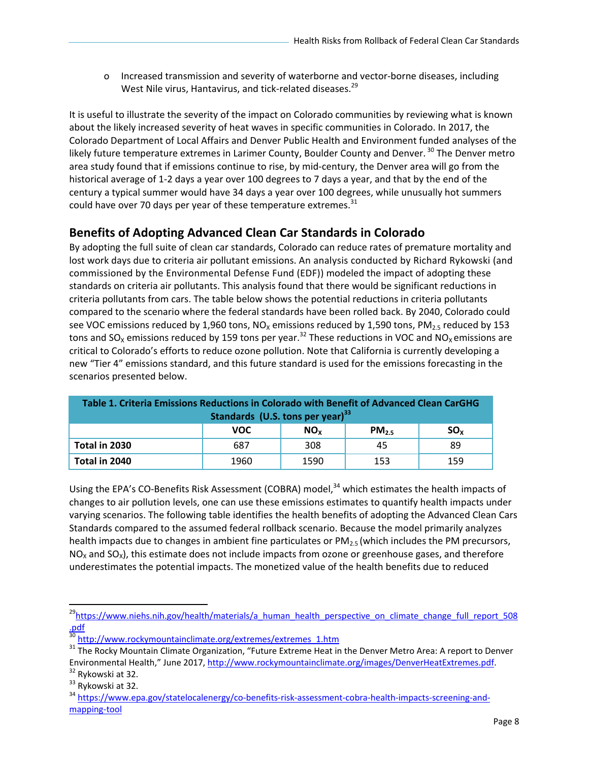- Increased transmission and severity of waterborne and vector-borne diseases, including West Nile virus, Hantavirus, and tick-related diseases.[29]

It is useful to illustrate the severity of the impact on Colorado communities by reviewing what is known about the likely increased severity of heat waves in specific communities in Colorado. In 2017, the Colorado Department of Local Affairs and Denver Public Health and Environment funded analyses of the likely future temperature extremes in Larimer County, Boulder County and Denver.[30] The Denver metro area study found that if emissions continue to rise, by mid-century, the Denver area will go from the historical average of 1-2 days a year over 100 degrees to 7 days a year, and that by the end of the century a typical summer would have 34 days a year over 100 degrees, while unusually hot summers could have over 70 days per year of these temperature extremes.[31]

## Benefits of Adopting Advanced Clean Car Standards in Colorado

By adopting the full suite of clean car standards, Colorado can reduce rates of premature mortality and lost work days due to criteria air pollutant emissions. An analysis conducted by Richard Rykowski (and commissioned by the Environmental Defense Fund (EDF)) modeled the impact of adopting these standards on criteria air pollutants. This analysis found that there would be significant reductions in criteria pollutants from cars. The table below shows the potential reductions in criteria pollutants compared to the scenario where the federal standards have been rolled back. By 2040, Colorado could see VOC emissions reduced by 1,960 tons, $NO_X$ emissions reduced by 1,590 tons, $PM_{2.5}$ reduced by 153 tons and $SO_X$ emissions reduced by 159 tons per year.[32] These reductions in VOC and $NO_X$ emissions are critical to Colorado's efforts to reduce ozone pollution. Note that California is currently developing a new "Tier 4" emissions standard, and this future standard is used for the emissions forecasting in the scenarios presented below.

**Table 1. Criteria Emissions Reductions in Colorado with Benefit of Advanced Clean CarGHG Standards (U.S. tons per year)[33]**

| | VOC | $NO_X$ | $PM_{2.5}$ | $SO_X$ |
|---|---|---|---|---|
| **Total in 2030** | 687 | 308 | 45 | 89 |
| **Total in 2040** | 1960 | 1590 | 153 | 159 |

Using the EPA's CO-Benefits Risk Assessment (COBRA) model,[34] which estimates the health impacts of changes to air pollution levels, one can use these emissions estimates to quantify health impacts under varying scenarios. The following table identifies the health benefits of adopting the Advanced Clean Cars Standards compared to the assumed federal rollback scenario. Because the model primarily analyzes health impacts due to changes in ambient fine particulates or $PM_{2.5}$ (which includes the PM precursors, $NO_X$ and $SO_X$), this estimate does not include impacts from ozone or greenhouse gases, and therefore underestimates the potential impacts. The monetized value of the health benefits due to reduced

---

[29] https://www.niehs.nih.gov/health/materials/a_human_health_perspective_on_climate_change_full_report_508.pdf

[30] http://www.rockymountainclimate.org/extremes/extremes_1.htm

[31] The Rocky Mountain Climate Organization, "Future Extreme Heat in the Denver Metro Area: A report to Denver Environmental Health," June 2017, http://www.rockymountainclimate.org/images/DenverHeatExtremes.pdf.

[32] Rykowski at 32.

[33] Rykowski at 32.

[34] https://www.epa.gov/statelocalenergy/co-benefits-risk-assessment-cobra-health-impacts-screening-and-mapping-tool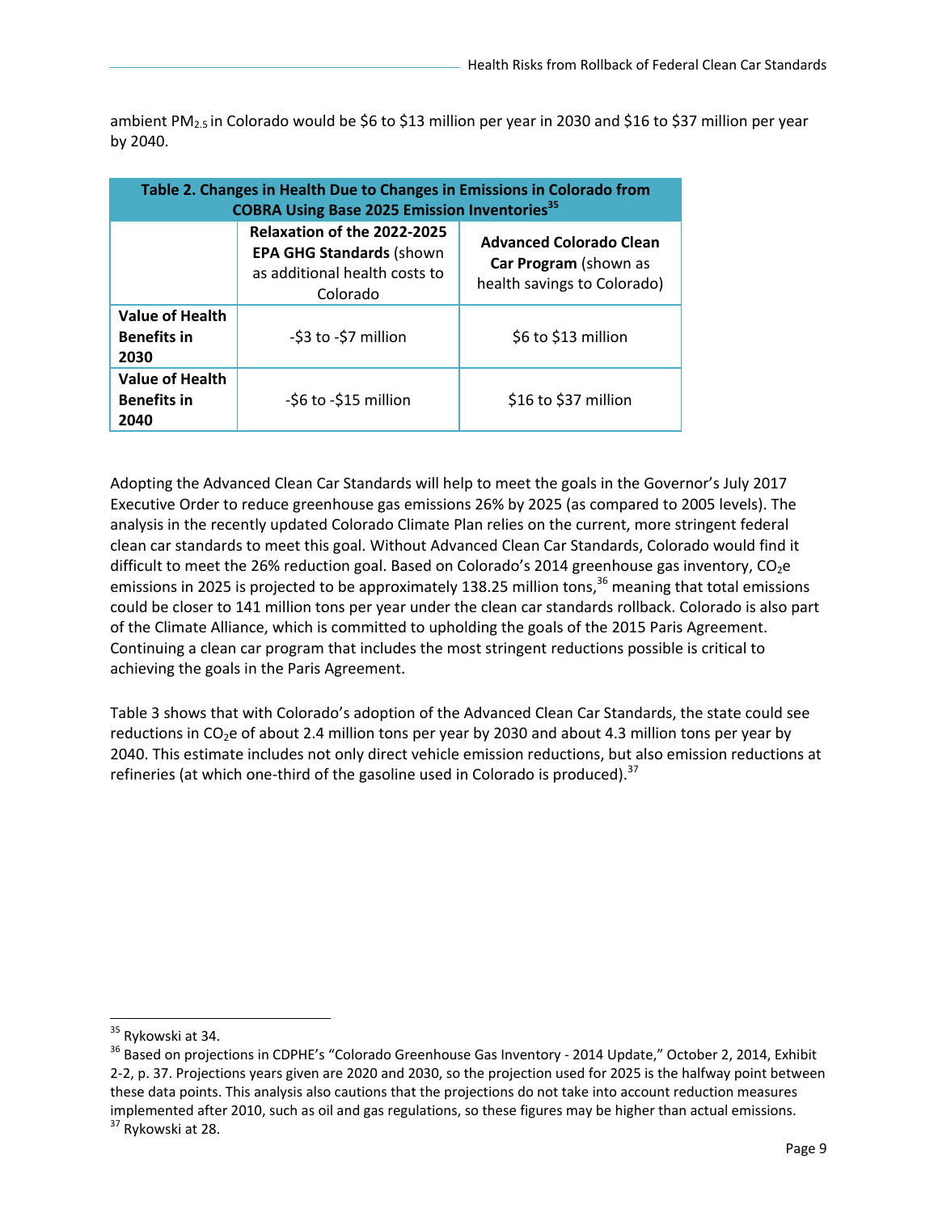ambient $PM_{2.5}$ in Colorado would be $6 to $13 million per year in 2030 and $16 to $37 million per year by 2040.

| Table 2. Changes in Health Due to Changes in Emissions in Colorado from COBRA Using Base 2025 Emission Inventories[35] | | |
|---|---|---|
| | **Relaxation of the 2022-2025 EPA GHG Standards** (shown as additional health costs to Colorado | **Advanced Colorado Clean Car Program** (shown as health savings to Colorado) |
| **Value of Health Benefits in 2030** | -$3 to -$7 million | $6 to $13 million |
| **Value of Health Benefits in 2040** | -$6 to -$15 million | $16 to $37 million |

Adopting the Advanced Clean Car Standards will help to meet the goals in the Governor's July 2017 Executive Order to reduce greenhouse gas emissions 26% by 2025 (as compared to 2005 levels). The analysis in the recently updated Colorado Climate Plan relies on the current, more stringent federal clean car standards to meet this goal. Without Advanced Clean Car Standards, Colorado would find it difficult to meet the 26% reduction goal. Based on Colorado's 2014 greenhouse gas inventory, $CO_2e$ emissions in 2025 is projected to be approximately 138.25 million tons,[36] meaning that total emissions could be closer to 141 million tons per year under the clean car standards rollback. Colorado is also part of the Climate Alliance, which is committed to upholding the goals of the 2015 Paris Agreement. Continuing a clean car program that includes the most stringent reductions possible is critical to achieving the goals in the Paris Agreement.

Table 3 shows that with Colorado's adoption of the Advanced Clean Car Standards, the state could see reductions in $CO_2e$ of about 2.4 million tons per year by 2030 and about 4.3 million tons per year by 2040. This estimate includes not only direct vehicle emission reductions, but also emission reductions at refineries (at which one-third of the gasoline used in Colorado is produced).[37]

---

[35] Rykowski at 34.

[36] Based on projections in CDPHE's "Colorado Greenhouse Gas Inventory - 2014 Update," October 2, 2014, Exhibit 2-2, p. 37. Projections years given are 2020 and 2030, so the projection used for 2025 is the halfway point between these data points. This analysis also cautions that the projections do not take into account reduction measures implemented after 2010, such as oil and gas regulations, so these figures may be higher than actual emissions.

[37] Rykowski at 28.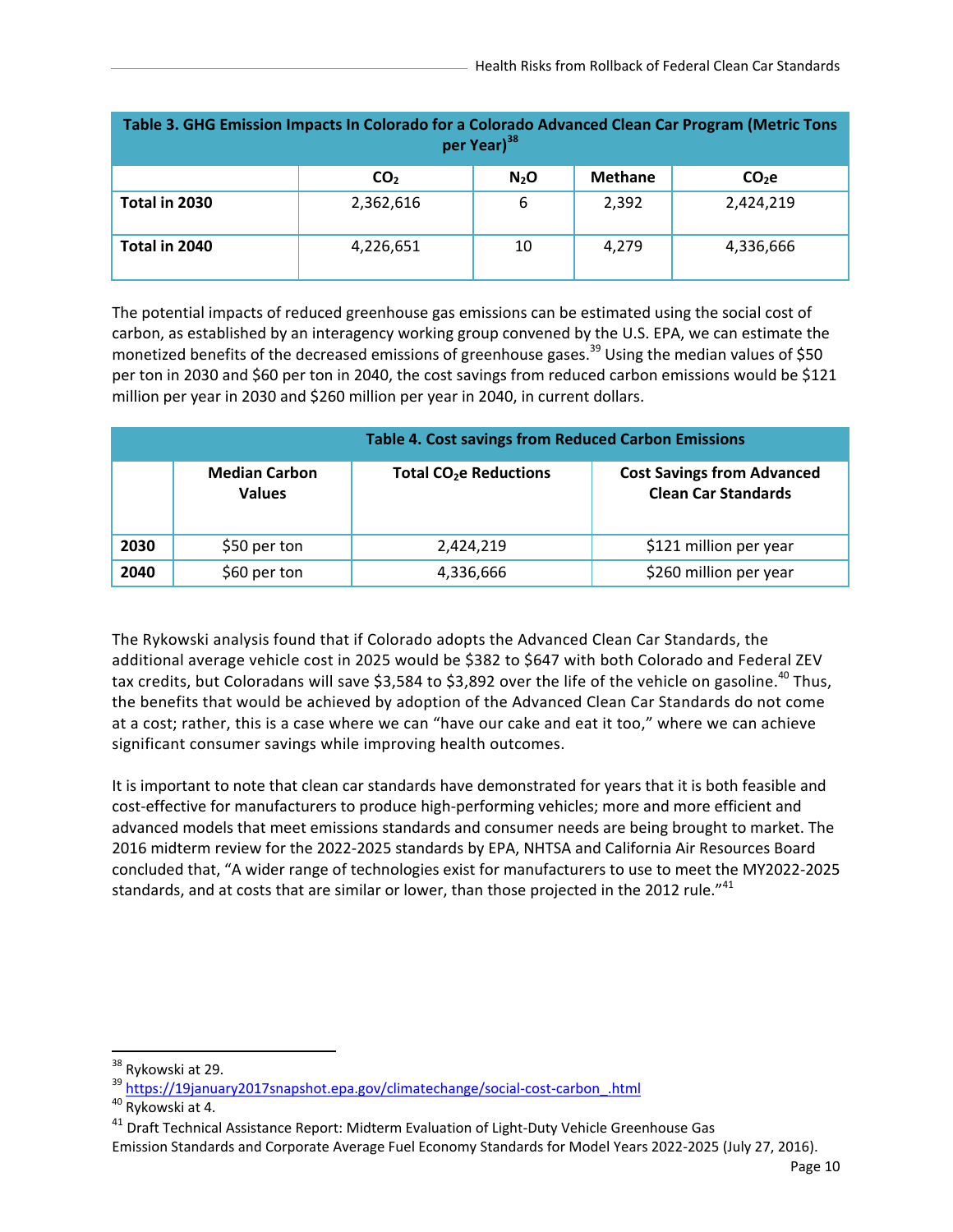| Table 3. GHG Emission Impacts In Colorado for a Colorado Advanced Clean Car Program (Metric Tons per Year)[38] | | | | |
|---|---|---|---|---|
| | $CO_2$ | $N_2O$ | Methane | $CO_2e$ |
| **Total in 2030** | 2,362,616 | 6 | 2,392 | 2,424,219 |
| **Total in 2040** | 4,226,651 | 10 | 4,279 | 4,336,666 |

The potential impacts of reduced greenhouse gas emissions can be estimated using the social cost of carbon, as established by an interagency working group convened by the U.S. EPA, we can estimate the monetized benefits of the decreased emissions of greenhouse gases.[39] Using the median values of $50 per ton in 2030 and $60 per ton in 2040, the cost savings from reduced carbon emissions would be $121 million per year in 2030 and $260 million per year in 2040, in current dollars.

| Table 4. Cost savings from Reduced Carbon Emissions | | | |
|---|---|---|---|
| | **Median Carbon Values** | **Total $CO_2e$ Reductions** | **Cost Savings from Advanced Clean Car Standards** |
| **2030** | $50 per ton | 2,424,219 | $121 million per year |
| **2040** | $60 per ton | 4,336,666 | $260 million per year |

The Rykowski analysis found that if Colorado adopts the Advanced Clean Car Standards, the additional average vehicle cost in 2025 would be $382 to $647 with both Colorado and Federal ZEV tax credits, but Coloradans will save $3,584 to $3,892 over the life of the vehicle on gasoline.[40] Thus, the benefits that would be achieved by adoption of the Advanced Clean Car Standards do not come at a cost; rather, this is a case where we can "have our cake and eat it too," where we can achieve significant consumer savings while improving health outcomes.

It is important to note that clean car standards have demonstrated for years that it is both feasible and cost-effective for manufacturers to produce high-performing vehicles; more and more efficient and advanced models that meet emissions standards and consumer needs are being brought to market. The 2016 midterm review for the 2022-2025 standards by EPA, NHTSA and California Air Resources Board concluded that, "A wider range of technologies exist for manufacturers to use to meet the MY2022-2025 standards, and at costs that are similar or lower, than those projected in the 2012 rule."[41]

---

[38] Rykowski at 29.

[39] https://19january2017snapshot.epa.gov/climatechange/social-cost-carbon_.html

[40] Rykowski at 4.

[41] Draft Technical Assistance Report: Midterm Evaluation of Light-Duty Vehicle Greenhouse Gas Emission Standards and Corporate Average Fuel Economy Standards for Model Years 2022-2025 (July 27, 2016).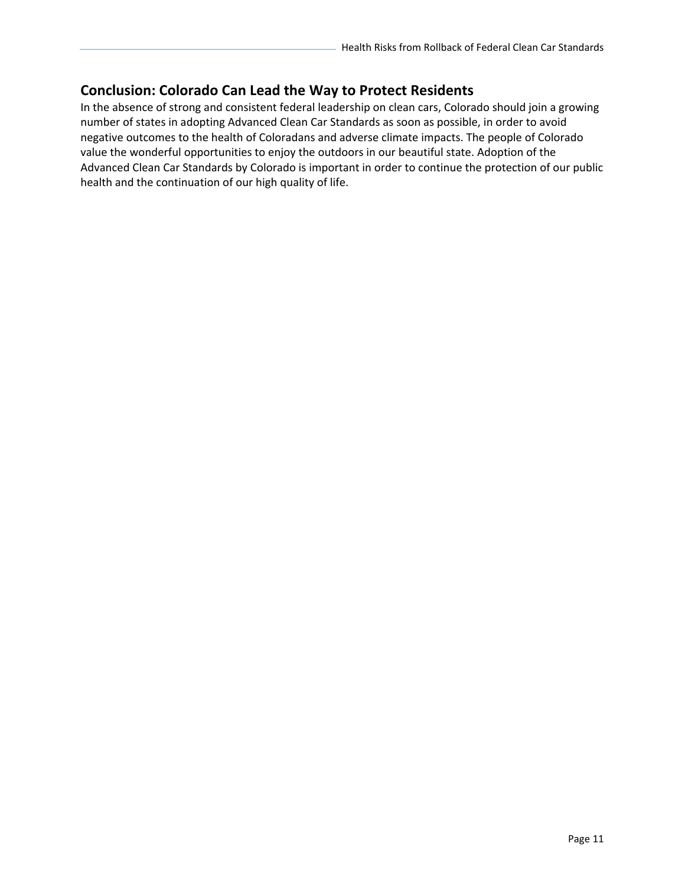## Conclusion: Colorado Can Lead the Way to Protect Residents

In the absence of strong and consistent federal leadership on clean cars, Colorado should join a growing number of states in adopting Advanced Clean Car Standards as soon as possible, in order to avoid negative outcomes to the health of Coloradans and adverse climate impacts. The people of Colorado value the wonderful opportunities to enjoy the outdoors in our beautiful state. Adoption of the Advanced Clean Car Standards by Colorado is important in order to continue the protection of our public health and the continuation of our high quality of life.